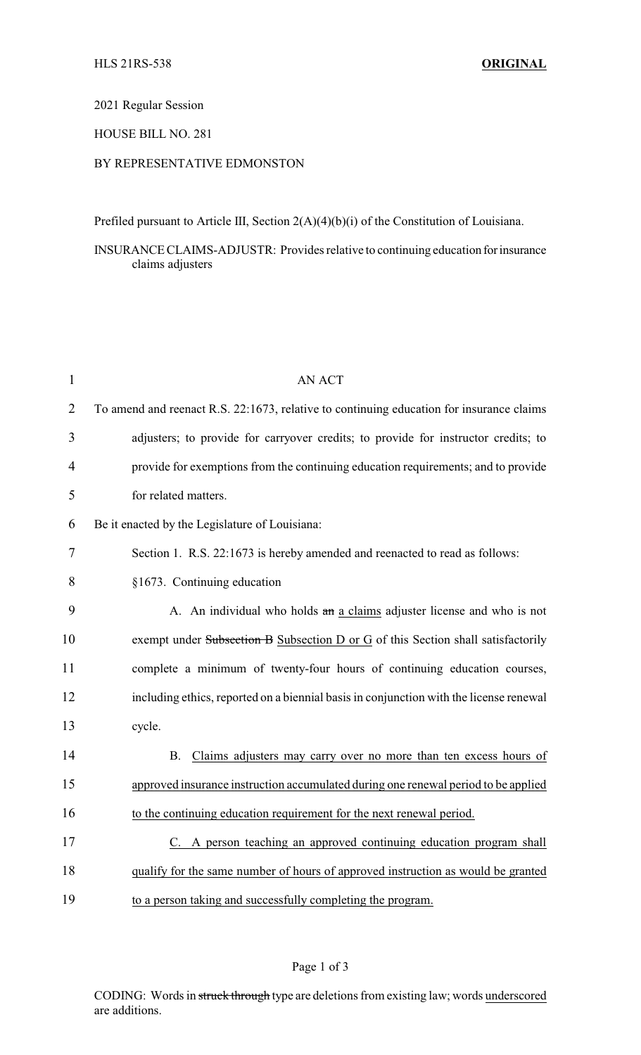HLS 21RS-538 **ORIGINAL**

2021 Regular Session

HOUSE BILL NO. 281

BY REPRESENTATIVE EDMONSTON

Prefiled pursuant to Article III, Section 2(A)(4)(b)(i) of the Constitution of Louisiana.

INSURANCE CLAIMS-ADJUSTR: Provides relative to continuing education for insurance claims adjusters

AN ACT

To amend and reenact R.S. 22:1673, relative to continuing education for insurance claims adjusters; to provide for carryover credits; to provide for instructor credits; to provide for exemptions from the continuing education requirements; and to provide for related matters.

Be it enacted by the Legislature of Louisiana:

Section 1. R.S. 22:1673 is hereby amended and reenacted to read as follows:

§1673. Continuing education

A. An individual who holds ~~an~~ a claims adjuster license and who is not exempt under ~~Subsection B~~ Subsection D or G of this Section shall satisfactorily complete a minimum of twenty-four hours of continuing education courses, including ethics, reported on a biennial basis in conjunction with the license renewal cycle.

B. Claims adjusters may carry over no more than ten excess hours of approved insurance instruction accumulated during one renewal period to be applied to the continuing education requirement for the next renewal period.

C. A person teaching an approved continuing education program shall qualify for the same number of hours of approved instruction as would be granted to a person taking and successfully completing the program.

CODING: Words in ~~struck through~~ type are deletions from existing law; words underscored are additions.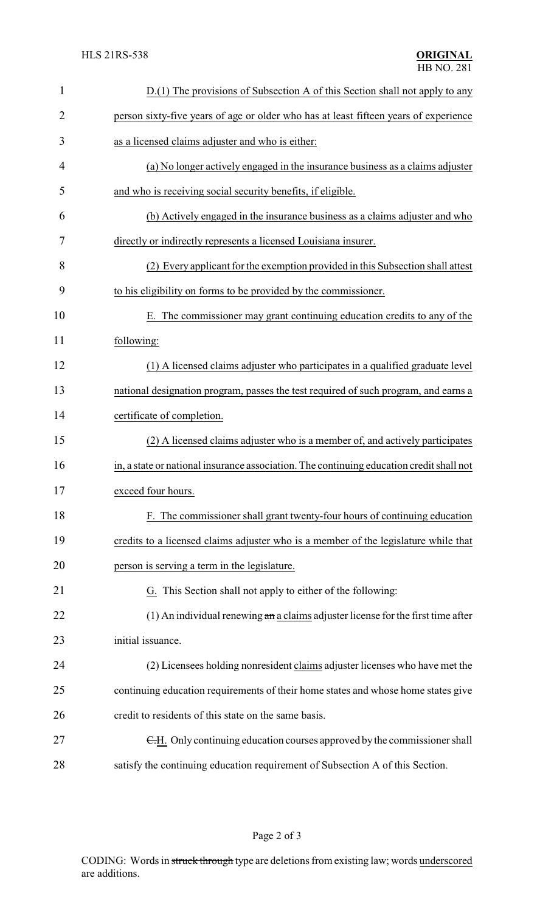D.(1) The provisions of Subsection A of this Section shall not apply to any person sixty-five years of age or older who has at least fifteen years of experience as a licensed claims adjuster and who is either:

(a) No longer actively engaged in the insurance business as a claims adjuster and who is receiving social security benefits, if eligible.

(b) Actively engaged in the insurance business as a claims adjuster and who directly or indirectly represents a licensed Louisiana insurer.

(2) Every applicant for the exemption provided in this Subsection shall attest to his eligibility on forms to be provided by the commissioner.

E. The commissioner may grant continuing education credits to any of the following:

(1) A licensed claims adjuster who participates in a qualified graduate level national designation program, passes the test required of such program, and earns a certificate of completion.

(2) A licensed claims adjuster who is a member of, and actively participates in, a state or national insurance association. The continuing education credit shall not exceed four hours.

F. The commissioner shall grant twenty-four hours of continuing education credits to a licensed claims adjuster who is a member of the legislature while that person is serving a term in the legislature.

G. This Section shall not apply to either of the following:

(1) An individual renewing ~~an~~ a claims adjuster license for the first time after initial issuance.

(2) Licensees holding nonresident claims adjuster licenses who have met the continuing education requirements of their home states and whose home states give credit to residents of this state on the same basis.

~~C.~~H. Only continuing education courses approved by the commissioner shall satisfy the continuing education requirement of Subsection A of this Section.

CODING: Words in ~~struck through~~ type are deletions from existing law; words underscored are additions.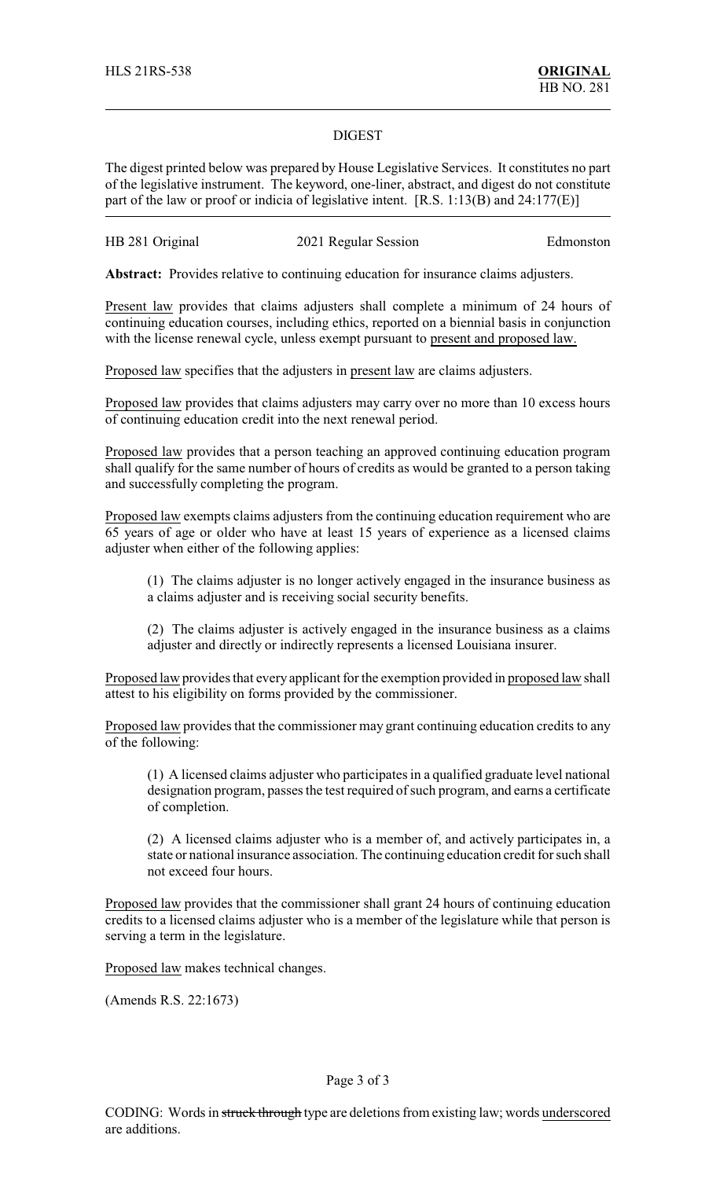HLS 21RS-538 **ORIGINAL**
HB NO. 281

## DIGEST

The digest printed below was prepared by House Legislative Services. It constitutes no part of the legislative instrument. The keyword, one-liner, abstract, and digest do not constitute part of the law or proof or indicia of legislative intent. [R.S. 1:13(B) and 24:177(E)]

HB 281 Original 2021 Regular Session Edmonston

**Abstract:** Provides relative to continuing education for insurance claims adjusters.

Present law provides that claims adjusters shall complete a minimum of 24 hours of continuing education courses, including ethics, reported on a biennial basis in conjunction with the license renewal cycle, unless exempt pursuant to present and proposed law.

Proposed law specifies that the adjusters in present law are claims adjusters.

Proposed law provides that claims adjusters may carry over no more than 10 excess hours of continuing education credit into the next renewal period.

Proposed law provides that a person teaching an approved continuing education program shall qualify for the same number of hours of credits as would be granted to a person taking and successfully completing the program.

Proposed law exempts claims adjusters from the continuing education requirement who are 65 years of age or older who have at least 15 years of experience as a licensed claims adjuster when either of the following applies:

(1) The claims adjuster is no longer actively engaged in the insurance business as a claims adjuster and is receiving social security benefits.

(2) The claims adjuster is actively engaged in the insurance business as a claims adjuster and directly or indirectly represents a licensed Louisiana insurer.

Proposed law provides that every applicant for the exemption provided in proposed law shall attest to his eligibility on forms provided by the commissioner.

Proposed law provides that the commissioner may grant continuing education credits to any of the following:

(1) A licensed claims adjuster who participates in a qualified graduate level national designation program, passes the test required of such program, and earns a certificate of completion.

(2) A licensed claims adjuster who is a member of, and actively participates in, a state or national insurance association. The continuing education credit for such shall not exceed four hours.

Proposed law provides that the commissioner shall grant 24 hours of continuing education credits to a licensed claims adjuster who is a member of the legislature while that person is serving a term in the legislature.

Proposed law makes technical changes.

(Amends R.S. 22:1673)

CODING: Words in ~~struck through~~ type are deletions from existing law; words underscored are additions.